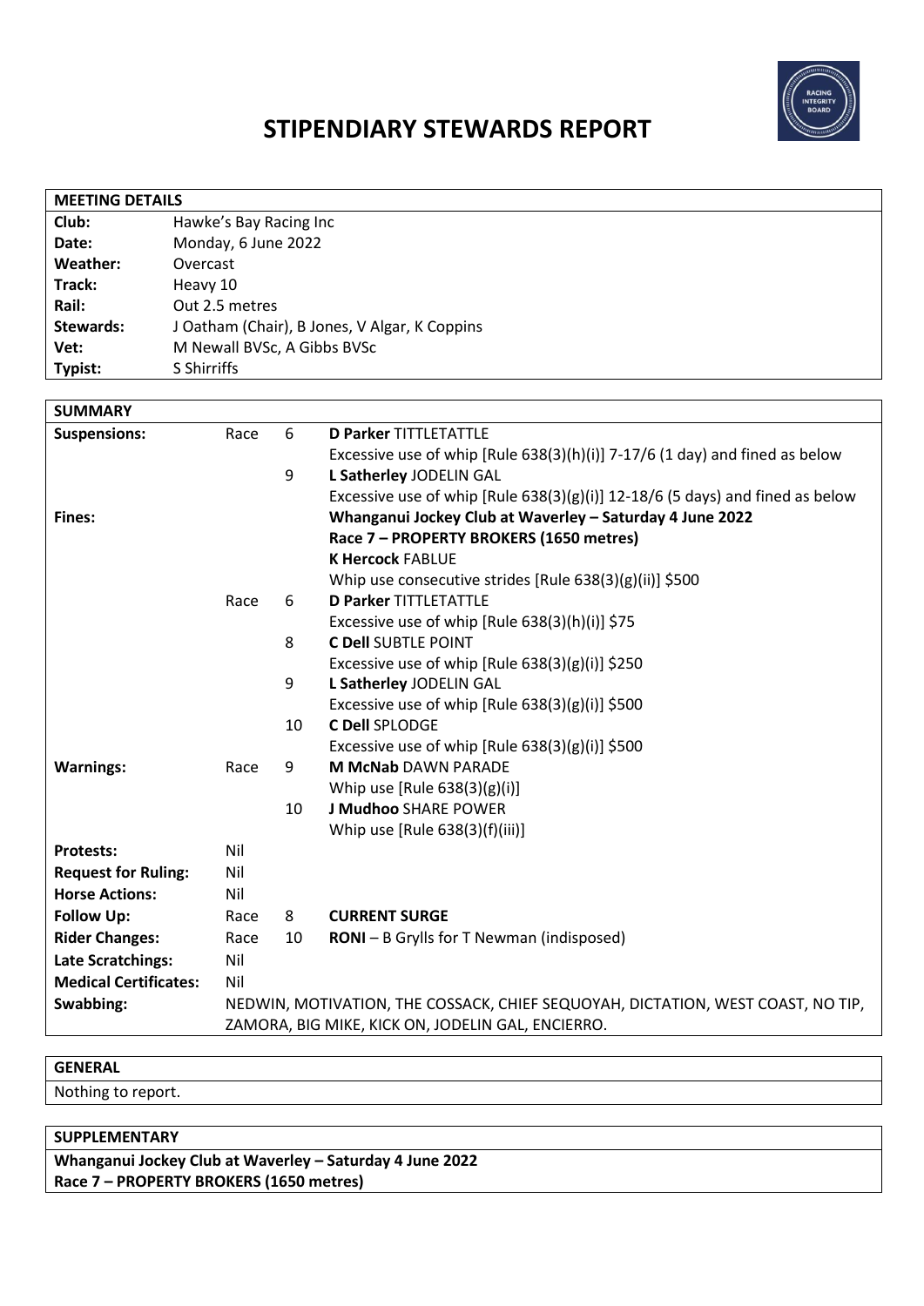# STIPENDIARY STEWARDS REPORT

| MEETING DETAILS | |
|---|---|
| **Club:** | Hawke's Bay Racing Inc |
| **Date:** | Monday, 6 June 2022 |
| **Weather:** | Overcast |
| **Track:** | Heavy 10 |
| **Rail:** | Out 2.5 metres |
| **Stewards:** | J Oatham (Chair), B Jones, V Algar, K Coppins |
| **Vet:** | M Newall BVSc, A Gibbs BVSc |
| **Typist:** | S Shirriffs |

| SUMMARY | | | |
|---|---|---|---|
| **Suspensions:** | Race | 6 | **D Parker** TITTLETATTLE<br>Excessive use of whip [Rule 638(3)(h)(i)] 7-17/6 (1 day) and fined as below |
| | | 9 | **L Satherley** JODELIN GAL<br>Excessive use of whip [Rule 638(3)(g)(i)] 12-18/6 (5 days) and fined as below |
| **Fines:** | | | **Whanganui Jockey Club at Waverley – Saturday 4 June 2022**<br>**Race 7 – PROPERTY BROKERS (1650 metres)**<br>**K Hercock** FABLUE<br>Whip use consecutive strides [Rule 638(3)(g)(ii)] $500 |
| | Race | 6 | **D Parker** TITTLETATTLE<br>Excessive use of whip [Rule 638(3)(h)(i)] $75 |
| | | 8 | **C Dell** SUBTLE POINT<br>Excessive use of whip [Rule 638(3)(g)(i)] $250 |
| | | 9 | **L Satherley** JODELIN GAL<br>Excessive use of whip [Rule 638(3)(g)(i)] $500 |
| | | 10 | **C Dell** SPLODGE<br>Excessive use of whip [Rule 638(3)(g)(i)] $500 |
| **Warnings:** | Race | 9 | **M McNab** DAWN PARADE<br>Whip use [Rule 638(3)(g)(i)] |
| | | 10 | **J Mudhoo** SHARE POWER<br>Whip use [Rule 638(3)(f)(iii)] |
| **Protests:** | Nil | | |
| **Request for Ruling:** | Nil | | |
| **Horse Actions:** | Nil | | |
| **Follow Up:** | Race | 8 | **CURRENT SURGE** |
| **Rider Changes:** | Race | 10 | **RONI** – B Grylls for T Newman (indisposed) |
| **Late Scratchings:** | Nil | | |
| **Medical Certificates:** | Nil | | |
| **Swabbing:** | NEDWIN, MOTIVATION, THE COSSACK, CHIEF SEQUOYAH, DICTATION, WEST COAST, NO TIP, ZAMORA, BIG MIKE, KICK ON, JODELIN GAL, ENCIERRO. | | |

| GENERAL |
|---|
| Nothing to report. |

| SUPPLEMENTARY |
|---|
| **Whanganui Jockey Club at Waverley – Saturday 4 June 2022**<br>**Race 7 – PROPERTY BROKERS (1650 metres)** |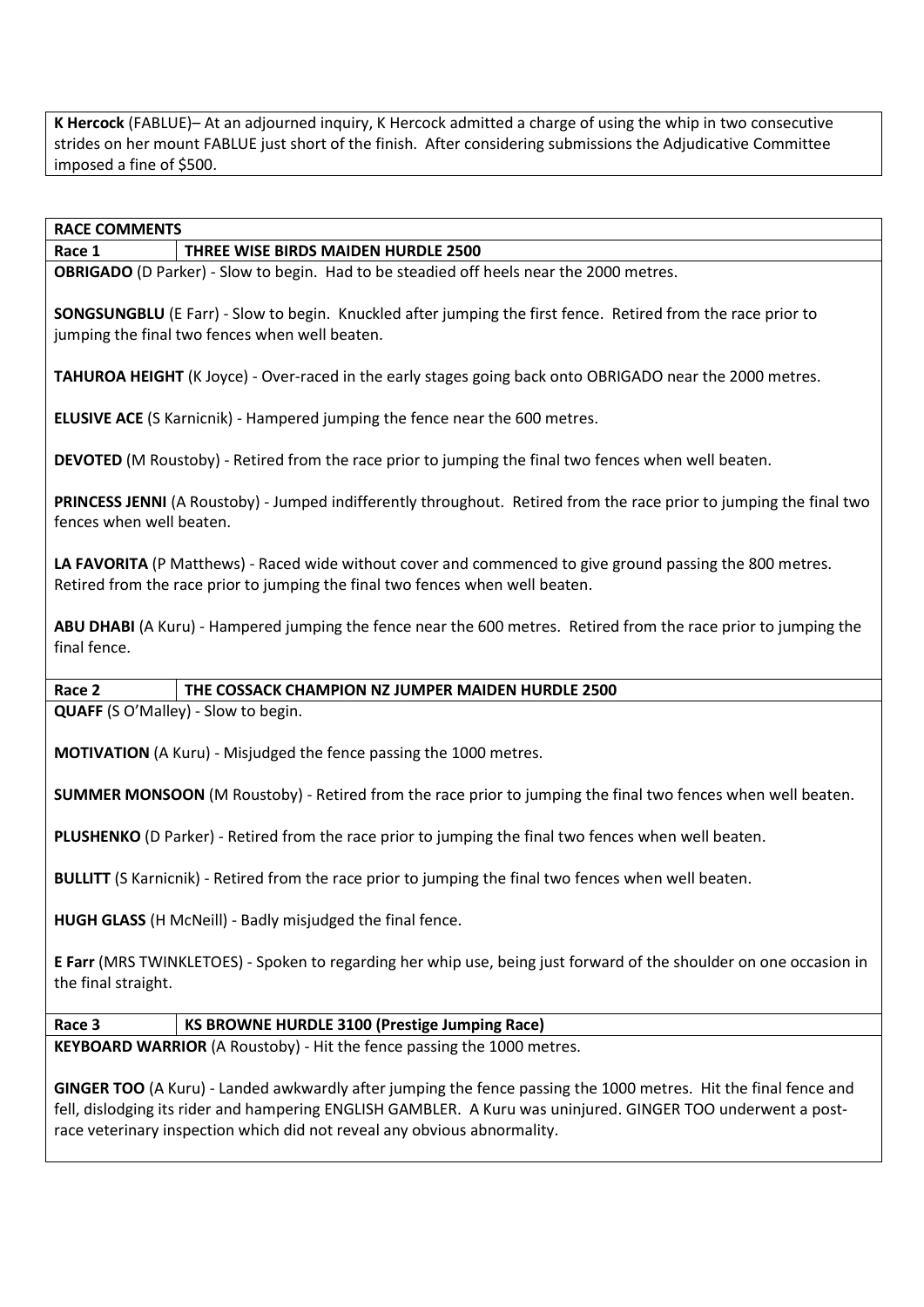**K Hercock** (FABLUE)– At an adjourned inquiry, K Hercock admitted a charge of using the whip in two consecutive strides on her mount FABLUE just short of the finish. After considering submissions the Adjudicative Committee imposed a fine of $500.

## RACE COMMENTS

### Race 1 — THREE WISE BIRDS MAIDEN HURDLE 2500

**OBRIGADO** (D Parker) - Slow to begin. Had to be steadied off heels near the 2000 metres.

**SONGSUNGBLU** (E Farr) - Slow to begin. Knuckled after jumping the first fence. Retired from the race prior to jumping the final two fences when well beaten.

**TAHUROA HEIGHT** (K Joyce) - Over-raced in the early stages going back onto OBRIGADO near the 2000 metres.

**ELUSIVE ACE** (S Karnicnik) - Hampered jumping the fence near the 600 metres.

**DEVOTED** (M Roustoby) - Retired from the race prior to jumping the final two fences when well beaten.

**PRINCESS JENNI** (A Roustoby) - Jumped indifferently throughout. Retired from the race prior to jumping the final two fences when well beaten.

**LA FAVORITA** (P Matthews) - Raced wide without cover and commenced to give ground passing the 800 metres. Retired from the race prior to jumping the final two fences when well beaten.

**ABU DHABI** (A Kuru) - Hampered jumping the fence near the 600 metres. Retired from the race prior to jumping the final fence.

### Race 2 — THE COSSACK CHAMPION NZ JUMPER MAIDEN HURDLE 2500

**QUAFF** (S O'Malley) - Slow to begin.

**MOTIVATION** (A Kuru) - Misjudged the fence passing the 1000 metres.

**SUMMER MONSOON** (M Roustoby) - Retired from the race prior to jumping the final two fences when well beaten.

**PLUSHENKO** (D Parker) - Retired from the race prior to jumping the final two fences when well beaten.

**BULLITT** (S Karnicnik) - Retired from the race prior to jumping the final two fences when well beaten.

**HUGH GLASS** (H McNeill) - Badly misjudged the final fence.

**E Farr** (MRS TWINKLETOES) - Spoken to regarding her whip use, being just forward of the shoulder on one occasion in the final straight.

### Race 3 — KS BROWNE HURDLE 3100 (Prestige Jumping Race)

**KEYBOARD WARRIOR** (A Roustoby) - Hit the fence passing the 1000 metres.

**GINGER TOO** (A Kuru) - Landed awkwardly after jumping the fence passing the 1000 metres. Hit the final fence and fell, dislodging its rider and hampering ENGLISH GAMBLER. A Kuru was uninjured. GINGER TOO underwent a post-race veterinary inspection which did not reveal any obvious abnormality.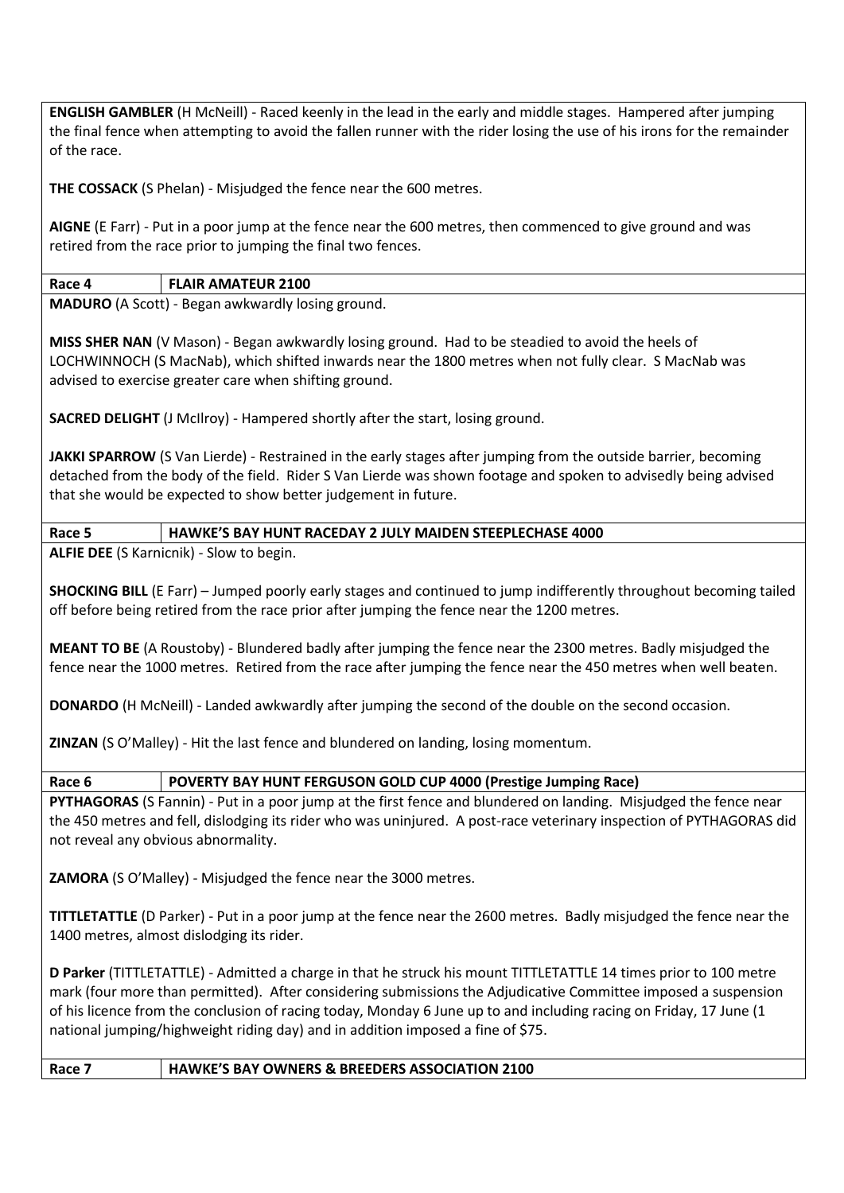**ENGLISH GAMBLER** (H McNeill) - Raced keenly in the lead in the early and middle stages. Hampered after jumping the final fence when attempting to avoid the fallen runner with the rider losing the use of his irons for the remainder of the race.

**THE COSSACK** (S Phelan) - Misjudged the fence near the 600 metres.

**AIGNE** (E Farr) - Put in a poor jump at the fence near the 600 metres, then commenced to give ground and was retired from the race prior to jumping the final two fences.

| Race 4 | FLAIR AMATEUR 2100 |
|---|---|

**MADURO** (A Scott) - Began awkwardly losing ground.

**MISS SHER NAN** (V Mason) - Began awkwardly losing ground. Had to be steadied to avoid the heels of LOCHWINNOCH (S MacNab), which shifted inwards near the 1800 metres when not fully clear. S MacNab was advised to exercise greater care when shifting ground.

**SACRED DELIGHT** (J McIlroy) - Hampered shortly after the start, losing ground.

**JAKKI SPARROW** (S Van Lierde) - Restrained in the early stages after jumping from the outside barrier, becoming detached from the body of the field. Rider S Van Lierde was shown footage and spoken to advisedly being advised that she would be expected to show better judgement in future.

| Race 5 | HAWKE'S BAY HUNT RACEDAY 2 JULY MAIDEN STEEPLECHASE 4000 |
|---|---|

**ALFIE DEE** (S Karnicnik) - Slow to begin.

**SHOCKING BILL** (E Farr) – Jumped poorly early stages and continued to jump indifferently throughout becoming tailed off before being retired from the race prior after jumping the fence near the 1200 metres.

**MEANT TO BE** (A Roustoby) - Blundered badly after jumping the fence near the 2300 metres. Badly misjudged the fence near the 1000 metres. Retired from the race after jumping the fence near the 450 metres when well beaten.

**DONARDO** (H McNeill) - Landed awkwardly after jumping the second of the double on the second occasion.

**ZINZAN** (S O'Malley) - Hit the last fence and blundered on landing, losing momentum.

| Race 6 | POVERTY BAY HUNT FERGUSON GOLD CUP 4000 (Prestige Jumping Race) |
|---|---|

**PYTHAGORAS** (S Fannin) - Put in a poor jump at the first fence and blundered on landing. Misjudged the fence near the 450 metres and fell, dislodging its rider who was uninjured. A post-race veterinary inspection of PYTHAGORAS did not reveal any obvious abnormality.

**ZAMORA** (S O'Malley) - Misjudged the fence near the 3000 metres.

**TITTLETATTLE** (D Parker) - Put in a poor jump at the fence near the 2600 metres. Badly misjudged the fence near the 1400 metres, almost dislodging its rider.

**D Parker** (TITTLETATTLE) - Admitted a charge in that he struck his mount TITTLETATTLE 14 times prior to 100 metre mark (four more than permitted). After considering submissions the Adjudicative Committee imposed a suspension of his licence from the conclusion of racing today, Monday 6 June up to and including racing on Friday, 17 June (1 national jumping/highweight riding day) and in addition imposed a fine of $75.

| Race 7 | HAWKE'S BAY OWNERS & BREEDERS ASSOCIATION 2100 |
|---|---|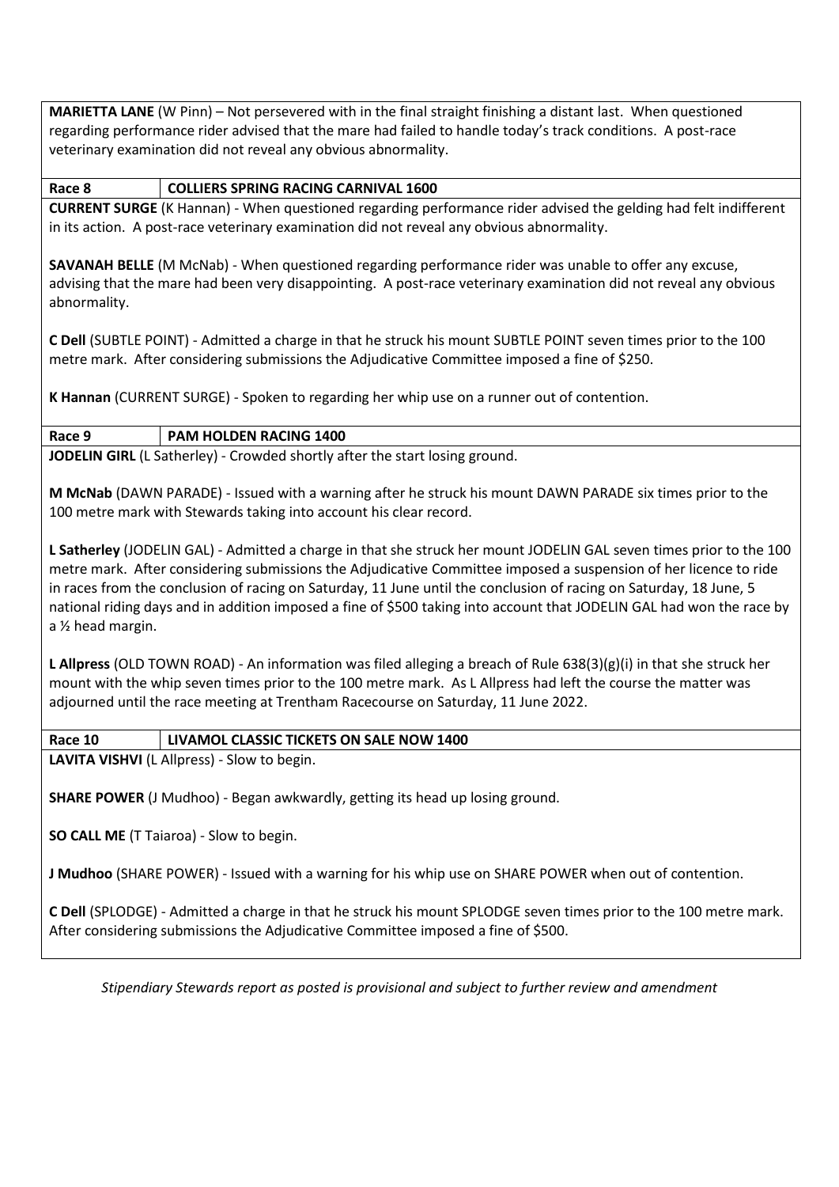**MARIETTA LANE** (W Pinn) – Not persevered with in the final straight finishing a distant last. When questioned regarding performance rider advised that the mare had failed to handle today's track conditions. A post-race veterinary examination did not reveal any obvious abnormality.

| Race 8 | COLLIERS SPRING RACING CARNIVAL 1600 |
|---|---|

**CURRENT SURGE** (K Hannan) - When questioned regarding performance rider advised the gelding had felt indifferent in its action. A post-race veterinary examination did not reveal any obvious abnormality.

**SAVANAH BELLE** (M McNab) - When questioned regarding performance rider was unable to offer any excuse, advising that the mare had been very disappointing. A post-race veterinary examination did not reveal any obvious abnormality.

**C Dell** (SUBTLE POINT) - Admitted a charge in that he struck his mount SUBTLE POINT seven times prior to the 100 metre mark. After considering submissions the Adjudicative Committee imposed a fine of $250.

**K Hannan** (CURRENT SURGE) - Spoken to regarding her whip use on a runner out of contention.

| Race 9 | PAM HOLDEN RACING 1400 |
|---|---|

**JODELIN GIRL** (L Satherley) - Crowded shortly after the start losing ground.

**M McNab** (DAWN PARADE) - Issued with a warning after he struck his mount DAWN PARADE six times prior to the 100 metre mark with Stewards taking into account his clear record.

**L Satherley** (JODELIN GAL) - Admitted a charge in that she struck her mount JODELIN GAL seven times prior to the 100 metre mark. After considering submissions the Adjudicative Committee imposed a suspension of her licence to ride in races from the conclusion of racing on Saturday, 11 June until the conclusion of racing on Saturday, 18 June, 5 national riding days and in addition imposed a fine of $500 taking into account that JODELIN GAL had won the race by a ½ head margin.

**L Allpress** (OLD TOWN ROAD) - An information was filed alleging a breach of Rule 638(3)(g)(i) in that she struck her mount with the whip seven times prior to the 100 metre mark. As L Allpress had left the course the matter was adjourned until the race meeting at Trentham Racecourse on Saturday, 11 June 2022.

| Race 10 | LIVAMOL CLASSIC TICKETS ON SALE NOW 1400 |
|---|---|

**LAVITA VISHVI** (L Allpress) - Slow to begin.

**SHARE POWER** (J Mudhoo) - Began awkwardly, getting its head up losing ground.

**SO CALL ME** (T Taiaroa) - Slow to begin.

**J Mudhoo** (SHARE POWER) - Issued with a warning for his whip use on SHARE POWER when out of contention.

**C Dell** (SPLODGE) - Admitted a charge in that he struck his mount SPLODGE seven times prior to the 100 metre mark. After considering submissions the Adjudicative Committee imposed a fine of $500.

*Stipendiary Stewards report as posted is provisional and subject to further review and amendment*